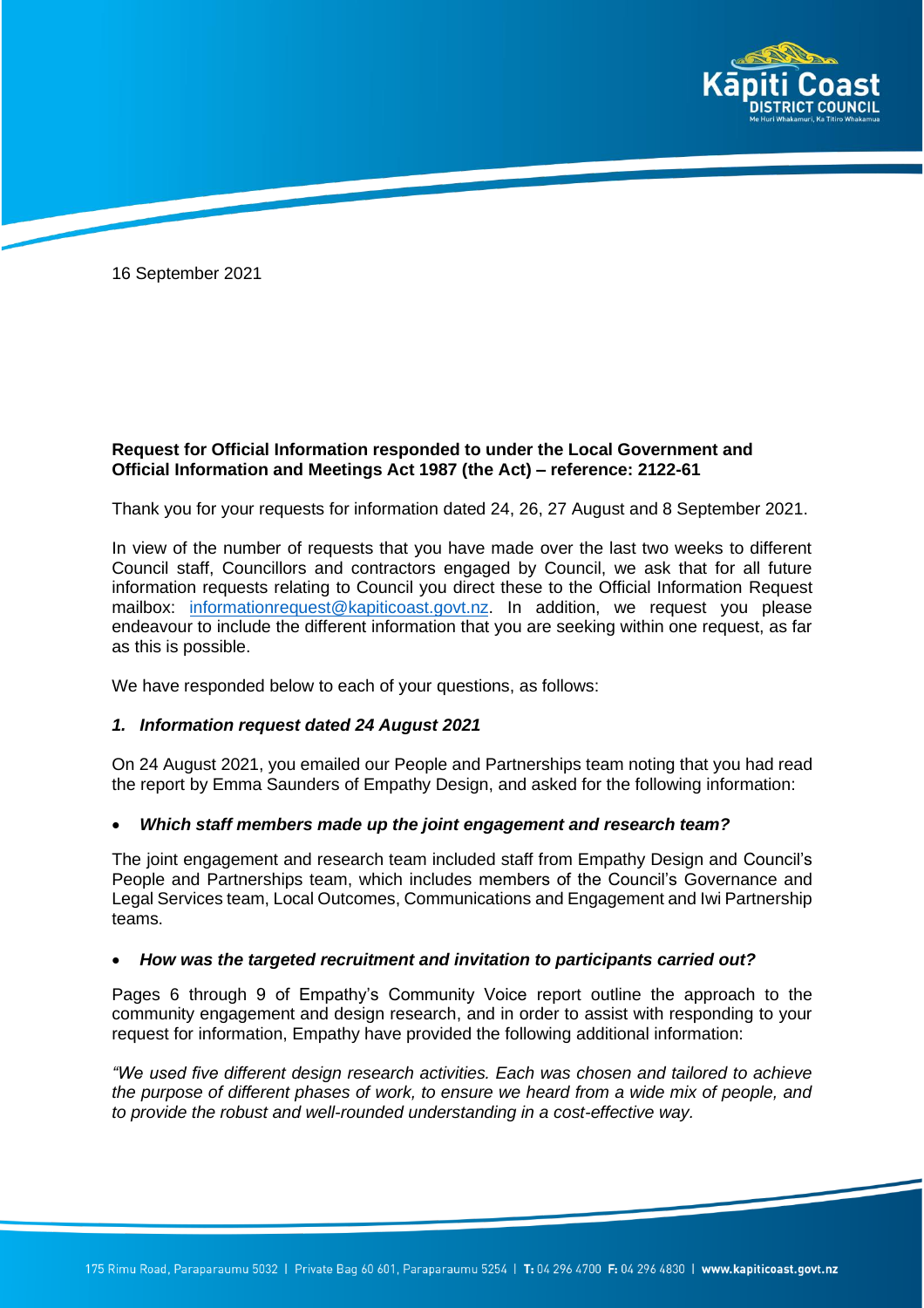16 September 2021

**Request for Official Information responded to under the Local Government and Official Information and Meetings Act 1987 (the Act) – reference: 2122-61**

Thank you for your requests for information dated 24, 26, 27 August and 8 September 2021.

In view of the number of requests that you have made over the last two weeks to different Council staff, Councillors and contractors engaged by Council, we ask that for all future information requests relating to Council you direct these to the Official Information Request mailbox: informationrequest@kapiticoast.govt.nz. In addition, we request you please endeavour to include the different information that you are seeking within one request, as far as this is possible.

We have responded below to each of your questions, as follows:

***1. Information request dated 24 August 2021***

On 24 August 2021, you emailed our People and Partnerships team noting that you had read the report by Emma Saunders of Empathy Design, and asked for the following information:

- ***Which staff members made up the joint engagement and research team?***

The joint engagement and research team included staff from Empathy Design and Council's People and Partnerships team, which includes members of the Council's Governance and Legal Services team, Local Outcomes, Communications and Engagement and Iwi Partnership teams.

- ***How was the targeted recruitment and invitation to participants carried out?***

Pages 6 through 9 of Empathy's Community Voice report outline the approach to the community engagement and design research, and in order to assist with responding to your request for information, Empathy have provided the following additional information:

*"We used five different design research activities. Each was chosen and tailored to achieve the purpose of different phases of work, to ensure we heard from a wide mix of people, and to provide the robust and well-rounded understanding in a cost-effective way.*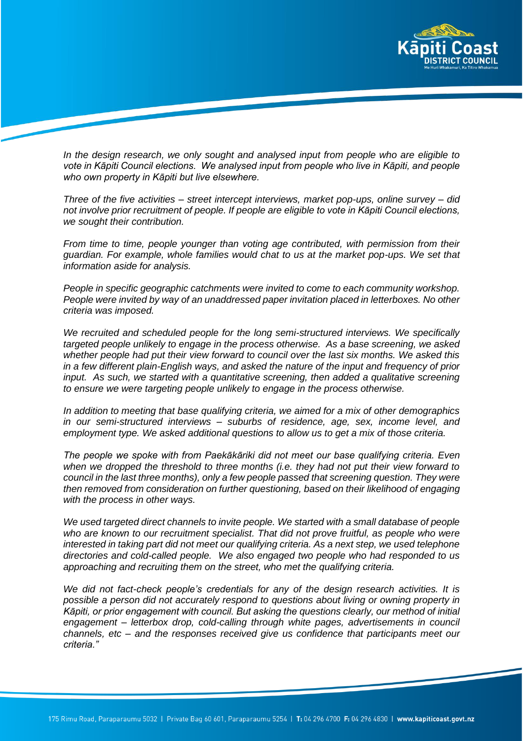*In the design research, we only sought and analysed input from people who are eligible to vote in Kāpiti Council elections. We analysed input from people who live in Kāpiti, and people who own property in Kāpiti but live elsewhere.*

*Three of the five activities – street intercept interviews, market pop-ups, online survey – did not involve prior recruitment of people. If people are eligible to vote in Kāpiti Council elections, we sought their contribution.*

*From time to time, people younger than voting age contributed, with permission from their guardian. For example, whole families would chat to us at the market pop-ups. We set that information aside for analysis.*

*People in specific geographic catchments were invited to come to each community workshop. People were invited by way of an unaddressed paper invitation placed in letterboxes. No other criteria was imposed.*

*We recruited and scheduled people for the long semi-structured interviews. We specifically targeted people unlikely to engage in the process otherwise. As a base screening, we asked whether people had put their view forward to council over the last six months. We asked this in a few different plain-English ways, and asked the nature of the input and frequency of prior input. As such, we started with a quantitative screening, then added a qualitative screening to ensure we were targeting people unlikely to engage in the process otherwise.*

*In addition to meeting that base qualifying criteria, we aimed for a mix of other demographics in our semi-structured interviews – suburbs of residence, age, sex, income level, and employment type. We asked additional questions to allow us to get a mix of those criteria.*

*The people we spoke with from Paekākāriki did not meet our base qualifying criteria. Even when we dropped the threshold to three months (i.e. they had not put their view forward to council in the last three months), only a few people passed that screening question. They were then removed from consideration on further questioning, based on their likelihood of engaging with the process in other ways.*

*We used targeted direct channels to invite people. We started with a small database of people who are known to our recruitment specialist. That did not prove fruitful, as people who were interested in taking part did not meet our qualifying criteria. As a next step, we used telephone directories and cold-called people. We also engaged two people who had responded to us approaching and recruiting them on the street, who met the qualifying criteria.*

*We did not fact-check people's credentials for any of the design research activities. It is possible a person did not accurately respond to questions about living or owning property in Kāpiti, or prior engagement with council. But asking the questions clearly, our method of initial engagement – letterbox drop, cold-calling through white pages, advertisements in council channels, etc – and the responses received give us confidence that participants meet our criteria."*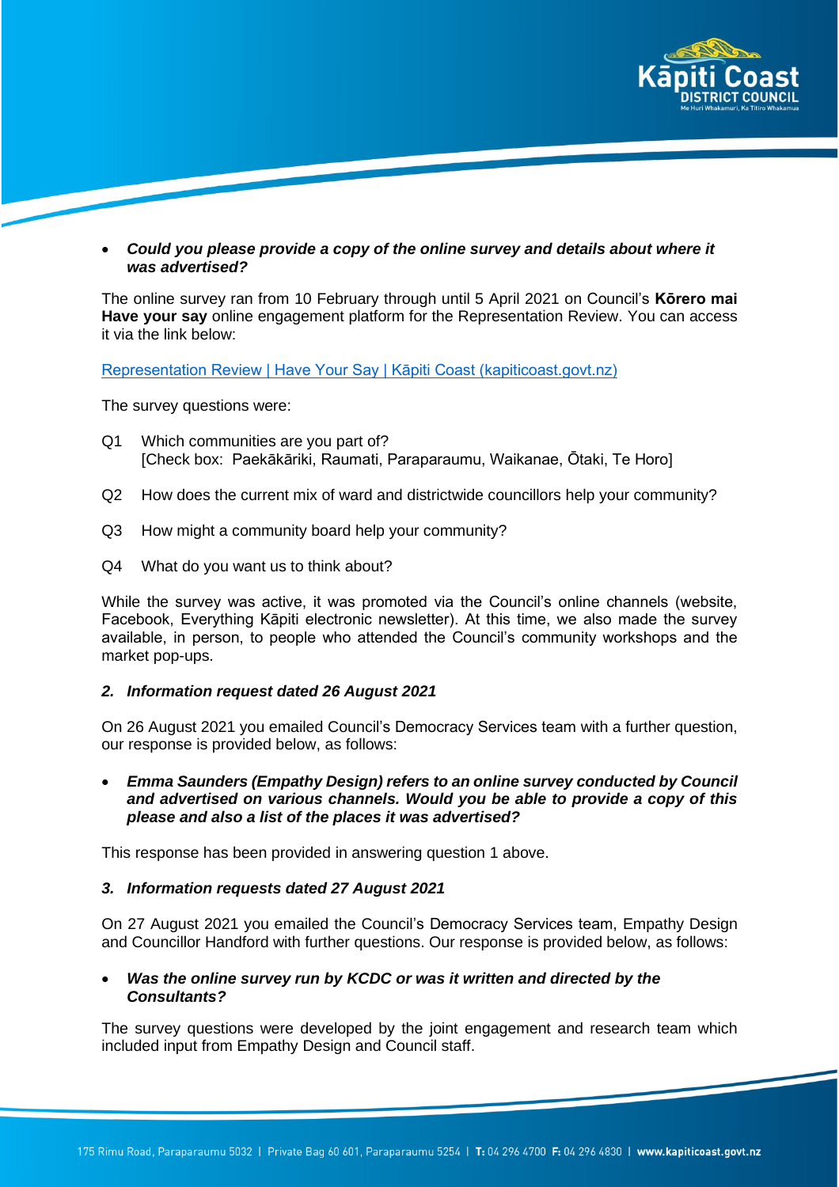- ***Could you please provide a copy of the online survey and details about where it was advertised?***

The online survey ran from 10 February through until 5 April 2021 on Council's **Kōrero mai Have your say** online engagement platform for the Representation Review. You can access it via the link below:

[Representation Review | Have Your Say | Kāpiti Coast (kapiticoast.govt.nz)](Representation Review | Have Your Say | Kāpiti Coast (kapiticoast.govt.nz))

The survey questions were:

Q1 Which communities are you part of?
[Check box: Paekākāriki, Raumati, Paraparaumu, Waikanae, Ōtaki, Te Horo]

Q2 How does the current mix of ward and districtwide councillors help your community?

Q3 How might a community board help your community?

Q4 What do you want us to think about?

While the survey was active, it was promoted via the Council's online channels (website, Facebook, Everything Kāpiti electronic newsletter). At this time, we also made the survey available, in person, to people who attended the Council's community workshops and the market pop-ups.

### *2. Information request dated 26 August 2021*

On 26 August 2021 you emailed Council's Democracy Services team with a further question, our response is provided below, as follows:

- ***Emma Saunders (Empathy Design) refers to an online survey conducted by Council and advertised on various channels. Would you be able to provide a copy of this please and also a list of the places it was advertised?***

This response has been provided in answering question 1 above.

### *3. Information requests dated 27 August 2021*

On 27 August 2021 you emailed the Council's Democracy Services team, Empathy Design and Councillor Handford with further questions. Our response is provided below, as follows:

- ***Was the online survey run by KCDC or was it written and directed by the Consultants?***

The survey questions were developed by the joint engagement and research team which included input from Empathy Design and Council staff.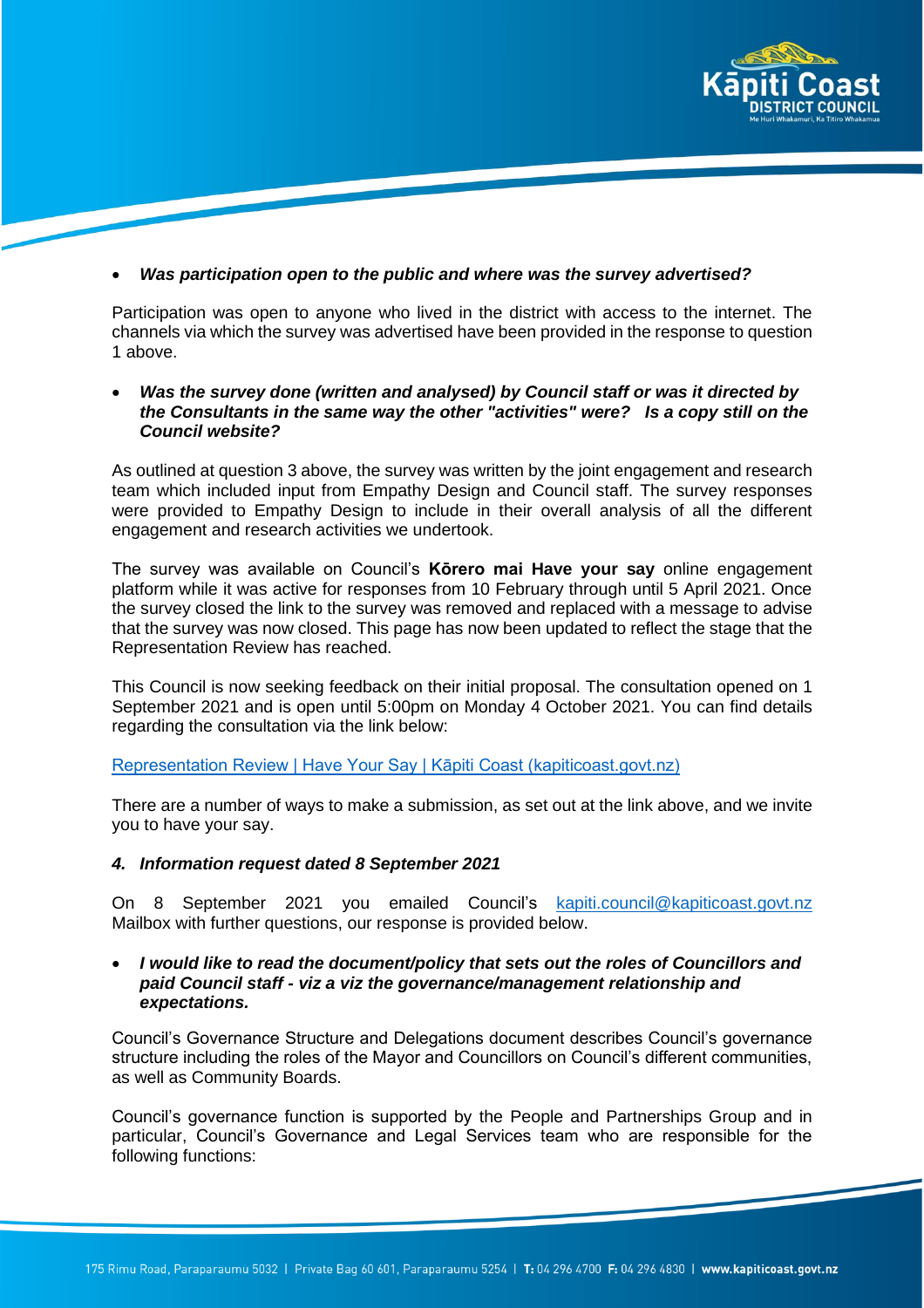- ***Was participation open to the public and where was the survey advertised?***

Participation was open to anyone who lived in the district with access to the internet. The channels via which the survey was advertised have been provided in the response to question 1 above.

- ***Was the survey done (written and analysed) by Council staff or was it directed by the Consultants in the same way the other "activities" were? Is a copy still on the Council website?***

As outlined at question 3 above, the survey was written by the joint engagement and research team which included input from Empathy Design and Council staff. The survey responses were provided to Empathy Design to include in their overall analysis of all the different engagement and research activities we undertook.

The survey was available on Council's **Kōrero mai Have your say** online engagement platform while it was active for responses from 10 February through until 5 April 2021. Once the survey closed the link to the survey was removed and replaced with a message to advise that the survey was now closed. This page has now been updated to reflect the stage that the Representation Review has reached.

This Council is now seeking feedback on their initial proposal. The consultation opened on 1 September 2021 and is open until 5:00pm on Monday 4 October 2021. You can find details regarding the consultation via the link below:

[Representation Review | Have Your Say | Kāpiti Coast (kapiticoast.govt.nz)](kapiticoast.govt.nz)

There are a number of ways to make a submission, as set out at the link above, and we invite you to have your say.

### *4. Information request dated 8 September 2021*

On 8 September 2021 you emailed Council's kapiti.council@kapiticoast.govt.nz Mailbox with further questions, our response is provided below.

- ***I would like to read the document/policy that sets out the roles of Councillors and paid Council staff - viz a viz the governance/management relationship and expectations.***

Council's Governance Structure and Delegations document describes Council's governance structure including the roles of the Mayor and Councillors on Council's different communities, as well as Community Boards.

Council's governance function is supported by the People and Partnerships Group and in particular, Council's Governance and Legal Services team who are responsible for the following functions: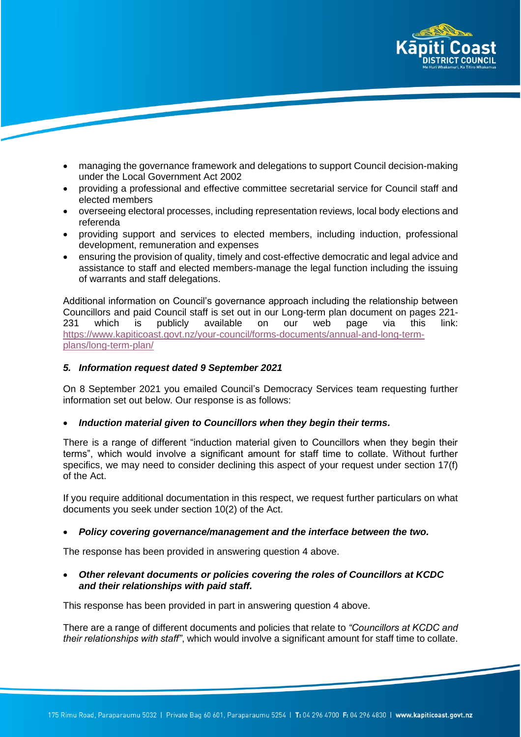- managing the governance framework and delegations to support Council decision-making under the Local Government Act 2002
- providing a professional and effective committee secretarial service for Council staff and elected members
- overseeing electoral processes, including representation reviews, local body elections and referenda
- providing support and services to elected members, including induction, professional development, remuneration and expenses
- ensuring the provision of quality, timely and cost-effective democratic and legal advice and assistance to staff and elected members-manage the legal function including the issuing of warrants and staff delegations.

Additional information on Council's governance approach including the relationship between Councillors and paid Council staff is set out in our Long-term plan document on pages 221-231 which is publicly available on our web page via this link: https://www.kapiticoast.govt.nz/your-council/forms-documents/annual-and-long-term-plans/long-term-plan/

### *5. Information request dated 9 September 2021*

On 8 September 2021 you emailed Council's Democracy Services team requesting further information set out below. Our response is as follows:

- ***Induction material given to Councillors when they begin their terms.***

There is a range of different "induction material given to Councillors when they begin their terms", which would involve a significant amount for staff time to collate. Without further specifics, we may need to consider declining this aspect of your request under section 17(f) of the Act.

If you require additional documentation in this respect, we request further particulars on what documents you seek under section 10(2) of the Act.

- ***Policy covering governance/management and the interface between the two.***

The response has been provided in answering question 4 above.

- ***Other relevant documents or policies covering the roles of Councillors at KCDC and their relationships with paid staff.***

This response has been provided in part in answering question 4 above.

There are a range of different documents and policies that relate to *"Councillors at KCDC and their relationships with staff"*, which would involve a significant amount for staff time to collate.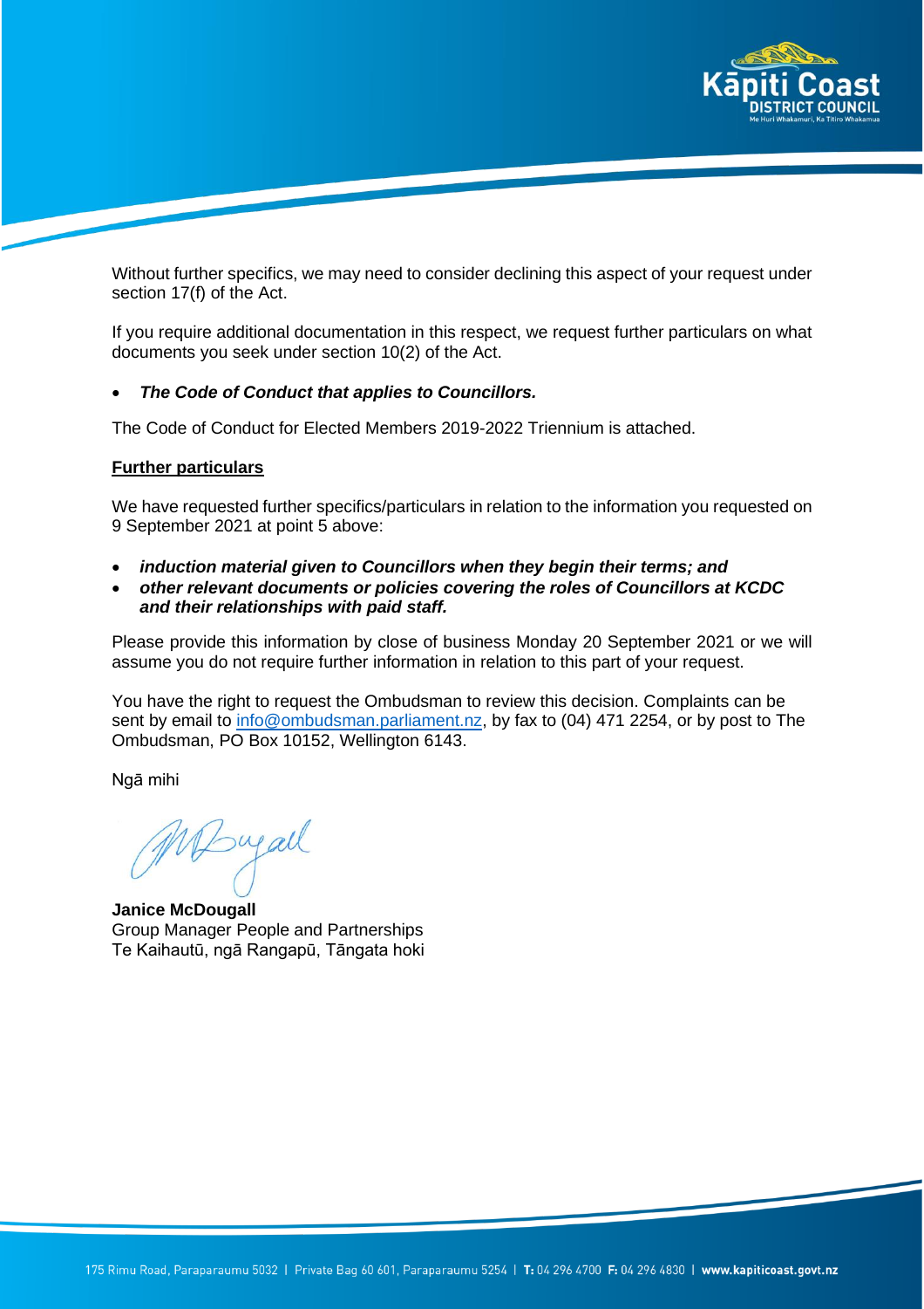Without further specifics, we may need to consider declining this aspect of your request under section 17(f) of the Act.

If you require additional documentation in this respect, we request further particulars on what documents you seek under section 10(2) of the Act.

- ***The Code of Conduct that applies to Councillors.***

The Code of Conduct for Elected Members 2019-2022 Triennium is attached.

**Further particulars**

We have requested further specifics/particulars in relation to the information you requested on 9 September 2021 at point 5 above:

- ***induction material given to Councillors when they begin their terms; and***
- ***other relevant documents or policies covering the roles of Councillors at KCDC and their relationships with paid staff.***

Please provide this information by close of business Monday 20 September 2021 or we will assume you do not require further information in relation to this part of your request.

You have the right to request the Ombudsman to review this decision. Complaints can be sent by email to info@ombudsman.parliament.nz, by fax to (04) 471 2254, or by post to The Ombudsman, PO Box 10152, Wellington 6143.

Ngā mihi

**Janice McDougall**
Group Manager People and Partnerships
Te Kaihautū, ngā Rangapū, Tāngata hoki